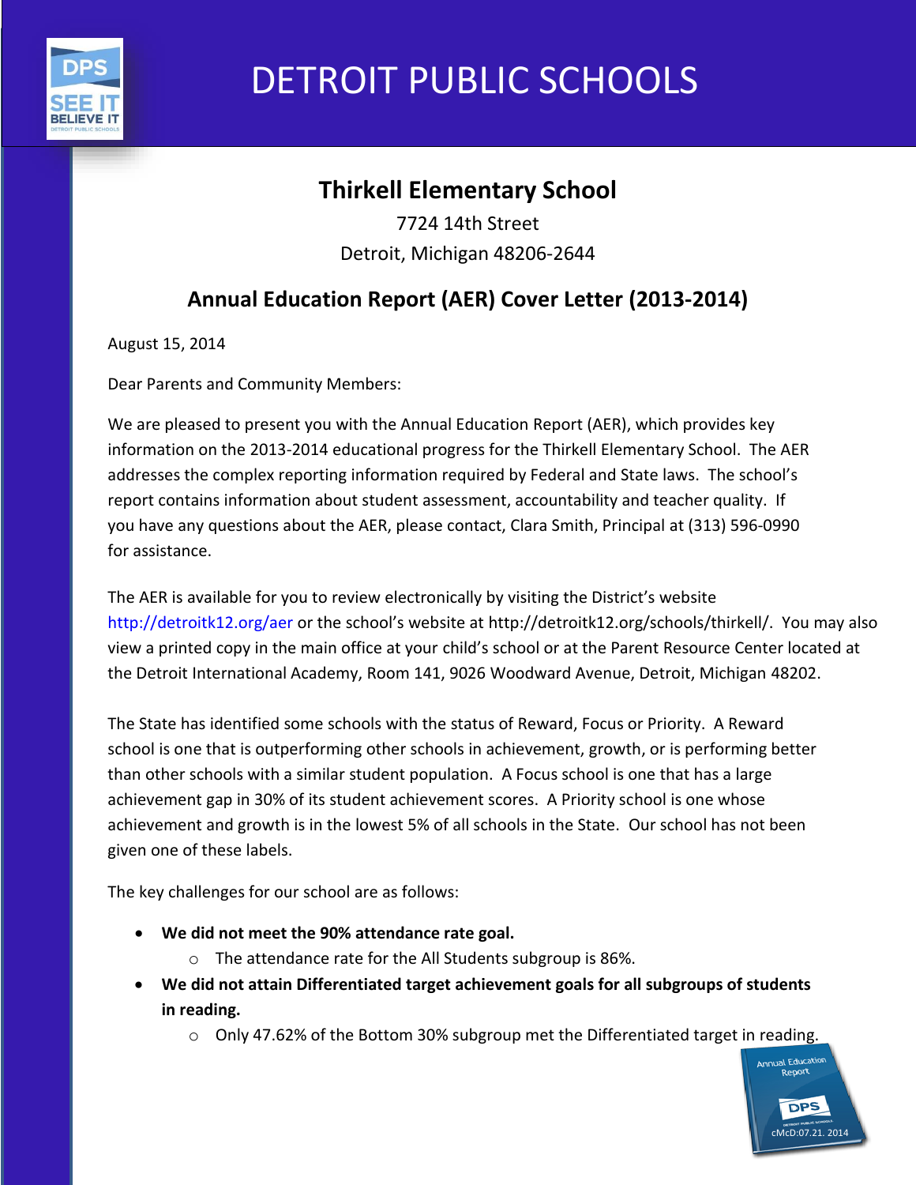# DETROIT PUBLIC SCHOOLS

## Thirkell Elementary School

7724 14th Street
Detroit, Michigan 48206-2644

## Annual Education Report (AER) Cover Letter (2013-2014)

August 15, 2014

Dear Parents and Community Members:

We are pleased to present you with the Annual Education Report (AER), which provides key information on the 2013-2014 educational progress for the Thirkell Elementary School. The AER addresses the complex reporting information required by Federal and State laws. The school's report contains information about student assessment, accountability and teacher quality. If you have any questions about the AER, please contact, Clara Smith, Principal at (313) 596-0990 for assistance.

The AER is available for you to review electronically by visiting the District's website http://detroitk12.org/aer or the school's website at http://detroitk12.org/schools/thirkell/. You may also view a printed copy in the main office at your child's school or at the Parent Resource Center located at the Detroit International Academy, Room 141, 9026 Woodward Avenue, Detroit, Michigan 48202.

The State has identified some schools with the status of Reward, Focus or Priority. A Reward school is one that is outperforming other schools in achievement, growth, or is performing better than other schools with a similar student population. A Focus school is one that has a large achievement gap in 30% of its student achievement scores. A Priority school is one whose achievement and growth is in the lowest 5% of all schools in the State. Our school has not been given one of these labels.

The key challenges for our school are as follows:

- **We did not meet the 90% attendance rate goal.**
  - The attendance rate for the All Students subgroup is 86%.
- **We did not attain Differentiated target achievement goals for all subgroups of students in reading.**
  - Only 47.62% of the Bottom 30% subgroup met the Differentiated target in reading.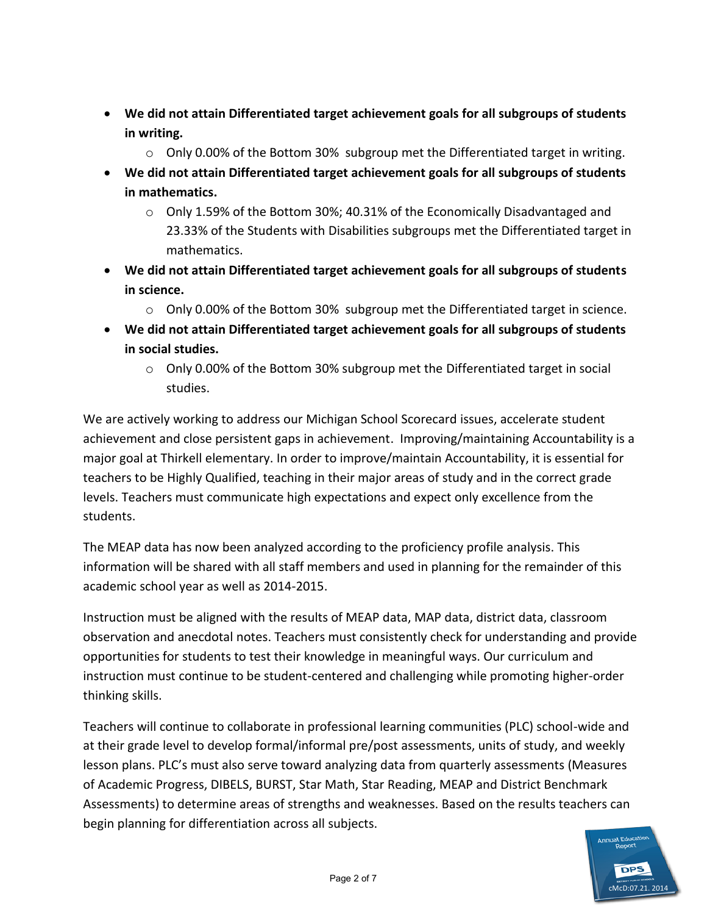- **We did not attain Differentiated target achievement goals for all subgroups of students in writing.**
    - Only 0.00% of the Bottom 30%  subgroup met the Differentiated target in writing.
- **We did not attain Differentiated target achievement goals for all subgroups of students in mathematics.**
    - Only 1.59% of the Bottom 30%; 40.31% of the Economically Disadvantaged and 23.33% of the Students with Disabilities subgroups met the Differentiated target in mathematics.
- **We did not attain Differentiated target achievement goals for all subgroups of students in science.**
    - Only 0.00% of the Bottom 30%  subgroup met the Differentiated target in science.
- **We did not attain Differentiated target achievement goals for all subgroups of students in social studies.**
    - Only 0.00% of the Bottom 30% subgroup met the Differentiated target in social studies.

We are actively working to address our Michigan School Scorecard issues, accelerate student achievement and close persistent gaps in achievement.  Improving/maintaining Accountability is a major goal at Thirkell elementary. In order to improve/maintain Accountability, it is essential for teachers to be Highly Qualified, teaching in their major areas of study and in the correct grade levels. Teachers must communicate high expectations and expect only excellence from the students.

The MEAP data has now been analyzed according to the proficiency profile analysis. This information will be shared with all staff members and used in planning for the remainder of this academic school year as well as 2014-2015.

Instruction must be aligned with the results of MEAP data, MAP data, district data, classroom observation and anecdotal notes. Teachers must consistently check for understanding and provide opportunities for students to test their knowledge in meaningful ways. Our curriculum and instruction must continue to be student-centered and challenging while promoting higher-order thinking skills.

Teachers will continue to collaborate in professional learning communities (PLC) school-wide and at their grade level to develop formal/informal pre/post assessments, units of study, and weekly lesson plans. PLC's must also serve toward analyzing data from quarterly assessments (Measures of Academic Progress, DIBELS, BURST, Star Math, Star Reading, MEAP and District Benchmark Assessments) to determine areas of strengths and weaknesses. Based on the results teachers can begin planning for differentiation across all subjects.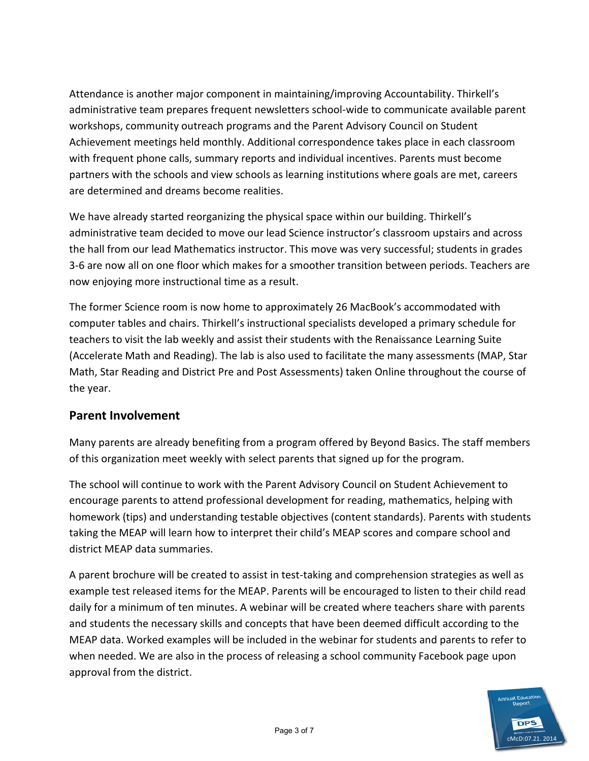Attendance is another major component in maintaining/improving Accountability. Thirkell's administrative team prepares frequent newsletters school-wide to communicate available parent workshops, community outreach programs and the Parent Advisory Council on Student Achievement meetings held monthly. Additional correspondence takes place in each classroom with frequent phone calls, summary reports and individual incentives. Parents must become partners with the schools and view schools as learning institutions where goals are met, careers are determined and dreams become realities.

We have already started reorganizing the physical space within our building. Thirkell's administrative team decided to move our lead Science instructor's classroom upstairs and across the hall from our lead Mathematics instructor. This move was very successful; students in grades 3-6 are now all on one floor which makes for a smoother transition between periods. Teachers are now enjoying more instructional time as a result.

The former Science room is now home to approximately 26 MacBook's accommodated with computer tables and chairs. Thirkell's instructional specialists developed a primary schedule for teachers to visit the lab weekly and assist their students with the Renaissance Learning Suite (Accelerate Math and Reading). The lab is also used to facilitate the many assessments (MAP, Star Math, Star Reading and District Pre and Post Assessments) taken Online throughout the course of the year.

## Parent Involvement

Many parents are already benefiting from a program offered by Beyond Basics. The staff members of this organization meet weekly with select parents that signed up for the program.

The school will continue to work with the Parent Advisory Council on Student Achievement to encourage parents to attend professional development for reading, mathematics, helping with homework (tips) and understanding testable objectives (content standards). Parents with students taking the MEAP will learn how to interpret their child's MEAP scores and compare school and district MEAP data summaries.

A parent brochure will be created to assist in test-taking and comprehension strategies as well as example test released items for the MEAP. Parents will be encouraged to listen to their child read daily for a minimum of ten minutes. A webinar will be created where teachers share with parents and students the necessary skills and concepts that have been deemed difficult according to the MEAP data. Worked examples will be included in the webinar for students and parents to refer to when needed. We are also in the process of releasing a school community Facebook page upon approval from the district.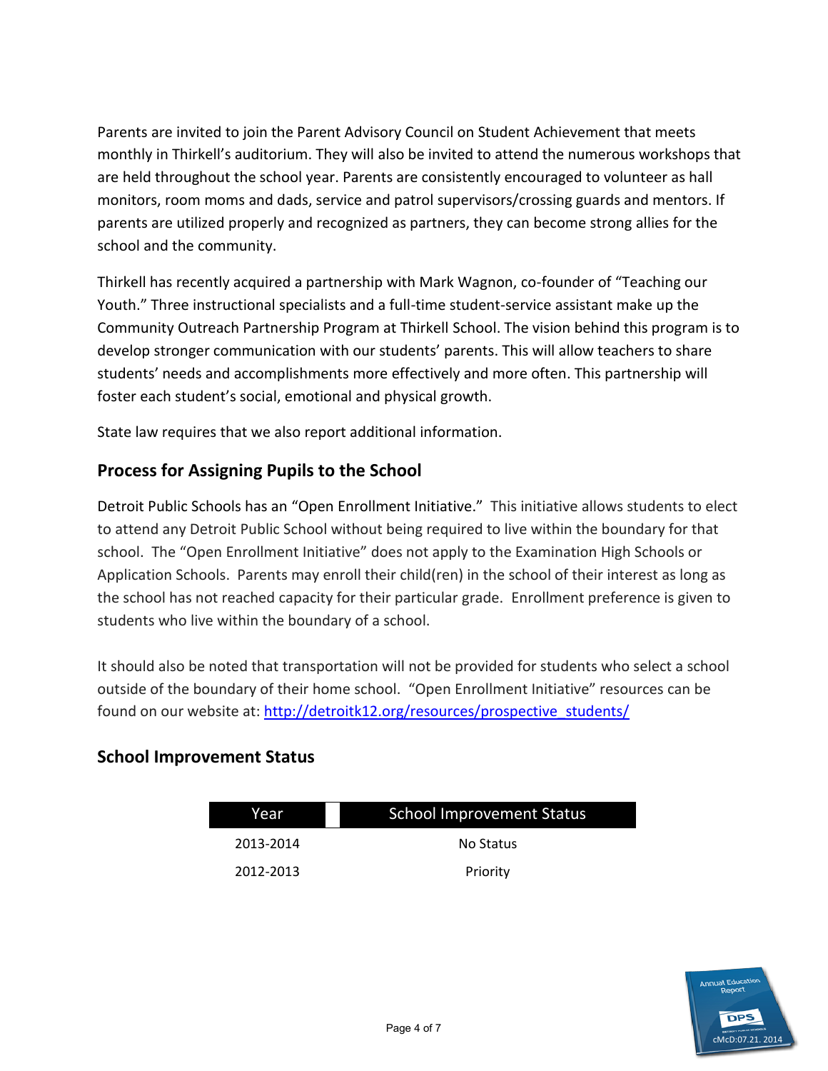Parents are invited to join the Parent Advisory Council on Student Achievement that meets monthly in Thirkell's auditorium. They will also be invited to attend the numerous workshops that are held throughout the school year. Parents are consistently encouraged to volunteer as hall monitors, room moms and dads, service and patrol supervisors/crossing guards and mentors. If parents are utilized properly and recognized as partners, they can become strong allies for the school and the community.

Thirkell has recently acquired a partnership with Mark Wagnon, co-founder of "Teaching our Youth." Three instructional specialists and a full-time student-service assistant make up the Community Outreach Partnership Program at Thirkell School. The vision behind this program is to develop stronger communication with our students' parents. This will allow teachers to share students' needs and accomplishments more effectively and more often. This partnership will foster each student's social, emotional and physical growth.

State law requires that we also report additional information.

## Process for Assigning Pupils to the School

Detroit Public Schools has an "Open Enrollment Initiative." This initiative allows students to elect to attend any Detroit Public School without being required to live within the boundary for that school. The "Open Enrollment Initiative" does not apply to the Examination High Schools or Application Schools. Parents may enroll their child(ren) in the school of their interest as long as the school has not reached capacity for their particular grade. Enrollment preference is given to students who live within the boundary of a school.

It should also be noted that transportation will not be provided for students who select a school outside of the boundary of their home school. "Open Enrollment Initiative" resources can be found on our website at: http://detroitk12.org/resources/prospective_students/

## School Improvement Status

| Year | School Improvement Status |
|---|---|
| 2013-2014 | No Status |
| 2012-2013 | Priority |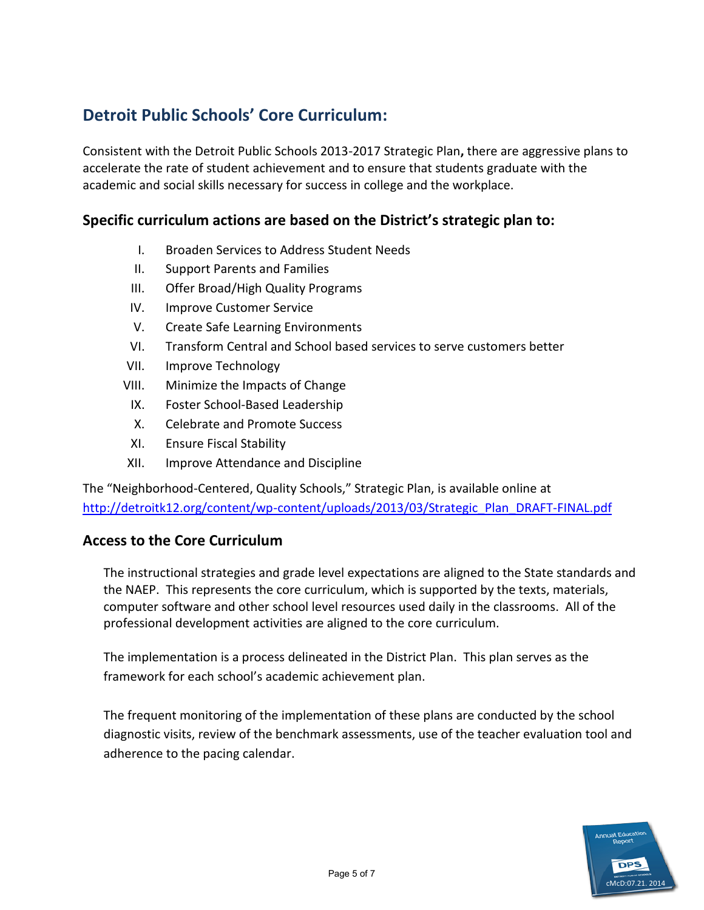## Detroit Public Schools' Core Curriculum:

Consistent with the Detroit Public Schools 2013-2017 Strategic Plan**,** there are aggressive plans to accelerate the rate of student achievement and to ensure that students graduate with the academic and social skills necessary for success in college and the workplace.

### Specific curriculum actions are based on the District's strategic plan to:

I. Broaden Services to Address Student Needs
II. Support Parents and Families
III. Offer Broad/High Quality Programs
IV. Improve Customer Service
V. Create Safe Learning Environments
VI. Transform Central and School based services to serve customers better
VII. Improve Technology
VIII. Minimize the Impacts of Change
IX. Foster School-Based Leadership
X. Celebrate and Promote Success
XI. Ensure Fiscal Stability
XII. Improve Attendance and Discipline

The "Neighborhood-Centered, Quality Schools," Strategic Plan, is available online at http://detroitk12.org/content/wp-content/uploads/2013/03/Strategic_Plan_DRAFT-FINAL.pdf

### Access to the Core Curriculum

The instructional strategies and grade level expectations are aligned to the State standards and the NAEP. This represents the core curriculum, which is supported by the texts, materials, computer software and other school level resources used daily in the classrooms. All of the professional development activities are aligned to the core curriculum.

The implementation is a process delineated in the District Plan. This plan serves as the framework for each school's academic achievement plan.

The frequent monitoring of the implementation of these plans are conducted by the school diagnostic visits, review of the benchmark assessments, use of the teacher evaluation tool and adherence to the pacing calendar.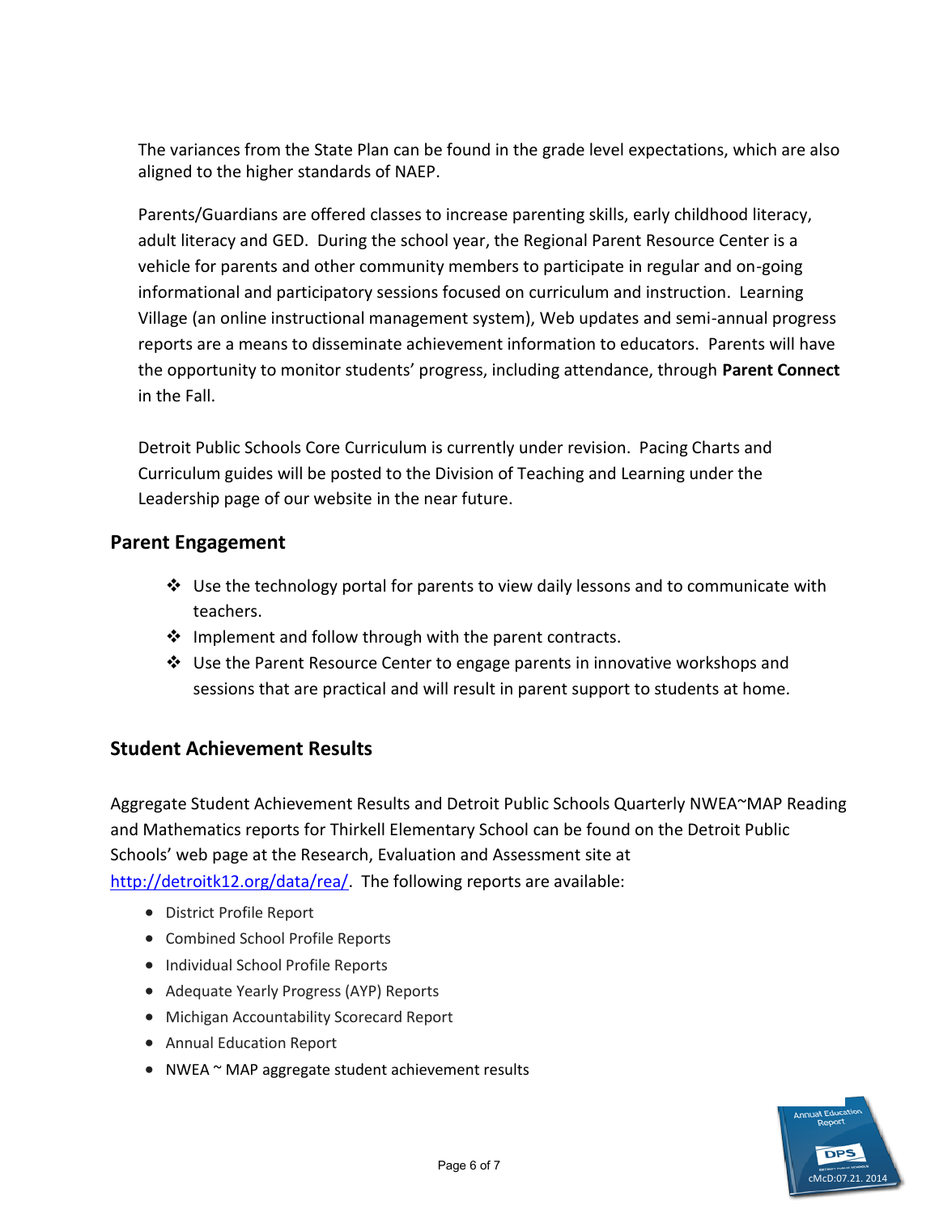The variances from the State Plan can be found in the grade level expectations, which are also aligned to the higher standards of NAEP.

Parents/Guardians are offered classes to increase parenting skills, early childhood literacy, adult literacy and GED. During the school year, the Regional Parent Resource Center is a vehicle for parents and other community members to participate in regular and on-going informational and participatory sessions focused on curriculum and instruction. Learning Village (an online instructional management system), Web updates and semi-annual progress reports are a means to disseminate achievement information to educators. Parents will have the opportunity to monitor students' progress, including attendance, through **Parent Connect** in the Fall.

Detroit Public Schools Core Curriculum is currently under revision. Pacing Charts and Curriculum guides will be posted to the Division of Teaching and Learning under the Leadership page of our website in the near future.

## Parent Engagement

- Use the technology portal for parents to view daily lessons and to communicate with teachers.
- Implement and follow through with the parent contracts.
- Use the Parent Resource Center to engage parents in innovative workshops and sessions that are practical and will result in parent support to students at home.

## Student Achievement Results

Aggregate Student Achievement Results and Detroit Public Schools Quarterly NWEA~MAP Reading and Mathematics reports for Thirkell Elementary School can be found on the Detroit Public Schools' web page at the Research, Evaluation and Assessment site at http://detroitk12.org/data/rea/. The following reports are available:

- District Profile Report
- Combined School Profile Reports
- Individual School Profile Reports
- Adequate Yearly Progress (AYP) Reports
- Michigan Accountability Scorecard Report
- Annual Education Report
- NWEA ~ MAP aggregate student achievement results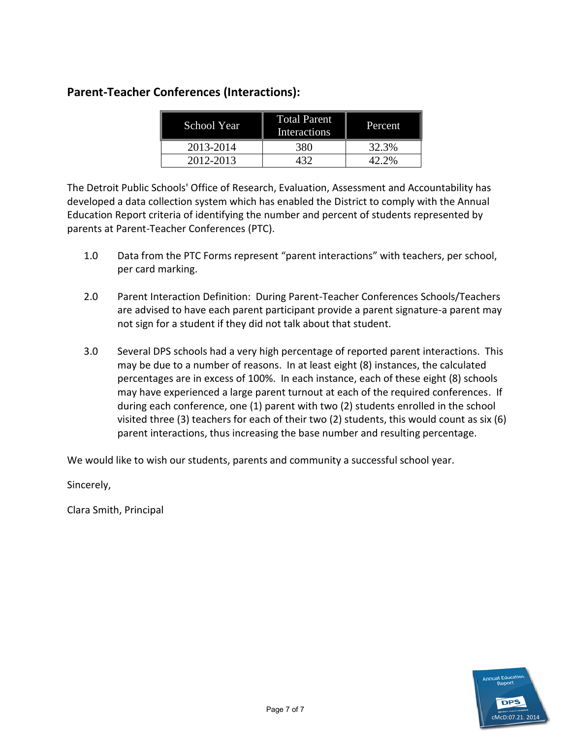## Parent-Teacher Conferences (Interactions):

| School Year | Total Parent Interactions | Percent |
|---|---|---|
| 2013-2014 | 380 | 32.3% |
| 2012-2013 | 432 | 42.2% |

The Detroit Public Schools' Office of Research, Evaluation, Assessment and Accountability has developed a data collection system which has enabled the District to comply with the Annual Education Report criteria of identifying the number and percent of students represented by parents at Parent-Teacher Conferences (PTC).

1.0 Data from the PTC Forms represent "parent interactions" with teachers, per school, per card marking.

2.0 Parent Interaction Definition: During Parent-Teacher Conferences Schools/Teachers are advised to have each parent participant provide a parent signature-a parent may not sign for a student if they did not talk about that student.

3.0 Several DPS schools had a very high percentage of reported parent interactions. This may be due to a number of reasons. In at least eight (8) instances, the calculated percentages are in excess of 100%. In each instance, each of these eight (8) schools may have experienced a large parent turnout at each of the required conferences. If during each conference, one (1) parent with two (2) students enrolled in the school visited three (3) teachers for each of their two (2) students, this would count as six (6) parent interactions, thus increasing the base number and resulting percentage.

We would like to wish our students, parents and community a successful school year.

Sincerely,

Clara Smith, Principal